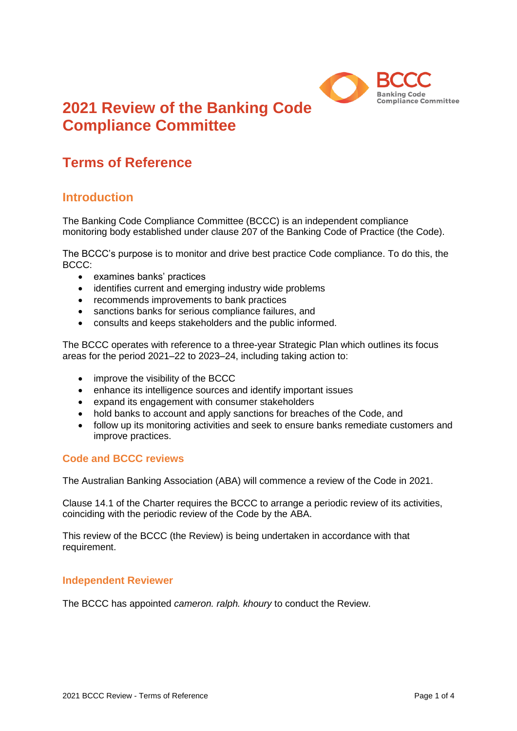# 2021 Review of the Banking Code Compliance Committee

## Terms of Reference

### Introduction

The Banking Code Compliance Committee (BCCC) is an independent compliance monitoring body established under clause 207 of the Banking Code of Practice (the Code).

The BCCC's purpose is to monitor and drive best practice Code compliance. To do this, the BCCC:

- examines banks' practices
- identifies current and emerging industry wide problems
- recommends improvements to bank practices
- sanctions banks for serious compliance failures, and
- consults and keeps stakeholders and the public informed.

The BCCC operates with reference to a three-year Strategic Plan which outlines its focus areas for the period 2021–22 to 2023–24, including taking action to:

- improve the visibility of the BCCC
- enhance its intelligence sources and identify important issues
- expand its engagement with consumer stakeholders
- hold banks to account and apply sanctions for breaches of the Code, and
- follow up its monitoring activities and seek to ensure banks remediate customers and improve practices.

#### Code and BCCC reviews

The Australian Banking Association (ABA) will commence a review of the Code in 2021.

Clause 14.1 of the Charter requires the BCCC to arrange a periodic review of its activities, coinciding with the periodic review of the Code by the ABA.

This review of the BCCC (the Review) is being undertaken in accordance with that requirement.

#### Independent Reviewer

The BCCC has appointed *cameron. ralph. khoury* to conduct the Review.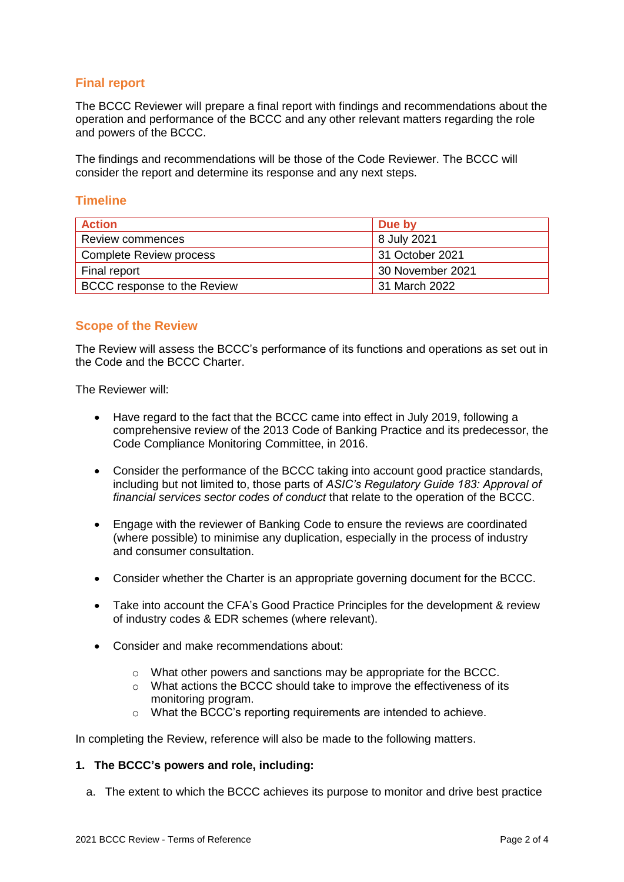## Final report

The BCCC Reviewer will prepare a final report with findings and recommendations about the operation and performance of the BCCC and any other relevant matters regarding the role and powers of the BCCC.

The findings and recommendations will be those of the Code Reviewer. The BCCC will consider the report and determine its response and any next steps.

## Timeline

| Action | Due by |
| --- | --- |
| Review commences | 8 July 2021 |
| Complete Review process | 31 October 2021 |
| Final report | 30 November 2021 |
| BCCC response to the Review | 31 March 2022 |

## Scope of the Review

The Review will assess the BCCC's performance of its functions and operations as set out in the Code and the BCCC Charter.

The Reviewer will:

- Have regard to the fact that the BCCC came into effect in July 2019, following a comprehensive review of the 2013 Code of Banking Practice and its predecessor, the Code Compliance Monitoring Committee, in 2016.
- Consider the performance of the BCCC taking into account good practice standards, including but not limited to, those parts of *ASIC's Regulatory Guide 183: Approval of financial services sector codes of conduct* that relate to the operation of the BCCC.
- Engage with the reviewer of Banking Code to ensure the reviews are coordinated (where possible) to minimise any duplication, especially in the process of industry and consumer consultation.
- Consider whether the Charter is an appropriate governing document for the BCCC.
- Take into account the CFA's Good Practice Principles for the development & review of industry codes & EDR schemes (where relevant).
- Consider and make recommendations about:
  - What other powers and sanctions may be appropriate for the BCCC.
  - What actions the BCCC should take to improve the effectiveness of its monitoring program.
  - What the BCCC's reporting requirements are intended to achieve.

In completing the Review, reference will also be made to the following matters.

**1. The BCCC's powers and role, including:**

a. The extent to which the BCCC achieves its purpose to monitor and drive best practice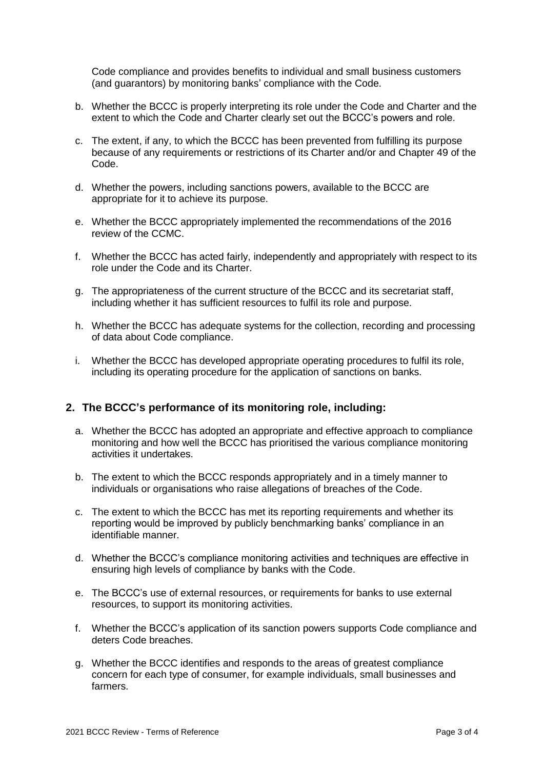Code compliance and provides benefits to individual and small business customers (and guarantors) by monitoring banks' compliance with the Code.

b. Whether the BCCC is properly interpreting its role under the Code and Charter and the extent to which the Code and Charter clearly set out the BCCC's powers and role.

c. The extent, if any, to which the BCCC has been prevented from fulfilling its purpose because of any requirements or restrictions of its Charter and/or and Chapter 49 of the Code.

d. Whether the powers, including sanctions powers, available to the BCCC are appropriate for it to achieve its purpose.

e. Whether the BCCC appropriately implemented the recommendations of the 2016 review of the CCMC.

f. Whether the BCCC has acted fairly, independently and appropriately with respect to its role under the Code and its Charter.

g. The appropriateness of the current structure of the BCCC and its secretariat staff, including whether it has sufficient resources to fulfil its role and purpose.

h. Whether the BCCC has adequate systems for the collection, recording and processing of data about Code compliance.

i. Whether the BCCC has developed appropriate operating procedures to fulfil its role, including its operating procedure for the application of sanctions on banks.

## 2. The BCCC's performance of its monitoring role, including:

a. Whether the BCCC has adopted an appropriate and effective approach to compliance monitoring and how well the BCCC has prioritised the various compliance monitoring activities it undertakes.

b. The extent to which the BCCC responds appropriately and in a timely manner to individuals or organisations who raise allegations of breaches of the Code.

c. The extent to which the BCCC has met its reporting requirements and whether its reporting would be improved by publicly benchmarking banks' compliance in an identifiable manner.

d. Whether the BCCC's compliance monitoring activities and techniques are effective in ensuring high levels of compliance by banks with the Code.

e. The BCCC's use of external resources, or requirements for banks to use external resources, to support its monitoring activities.

f. Whether the BCCC's application of its sanction powers supports Code compliance and deters Code breaches.

g. Whether the BCCC identifies and responds to the areas of greatest compliance concern for each type of consumer, for example individuals, small businesses and farmers.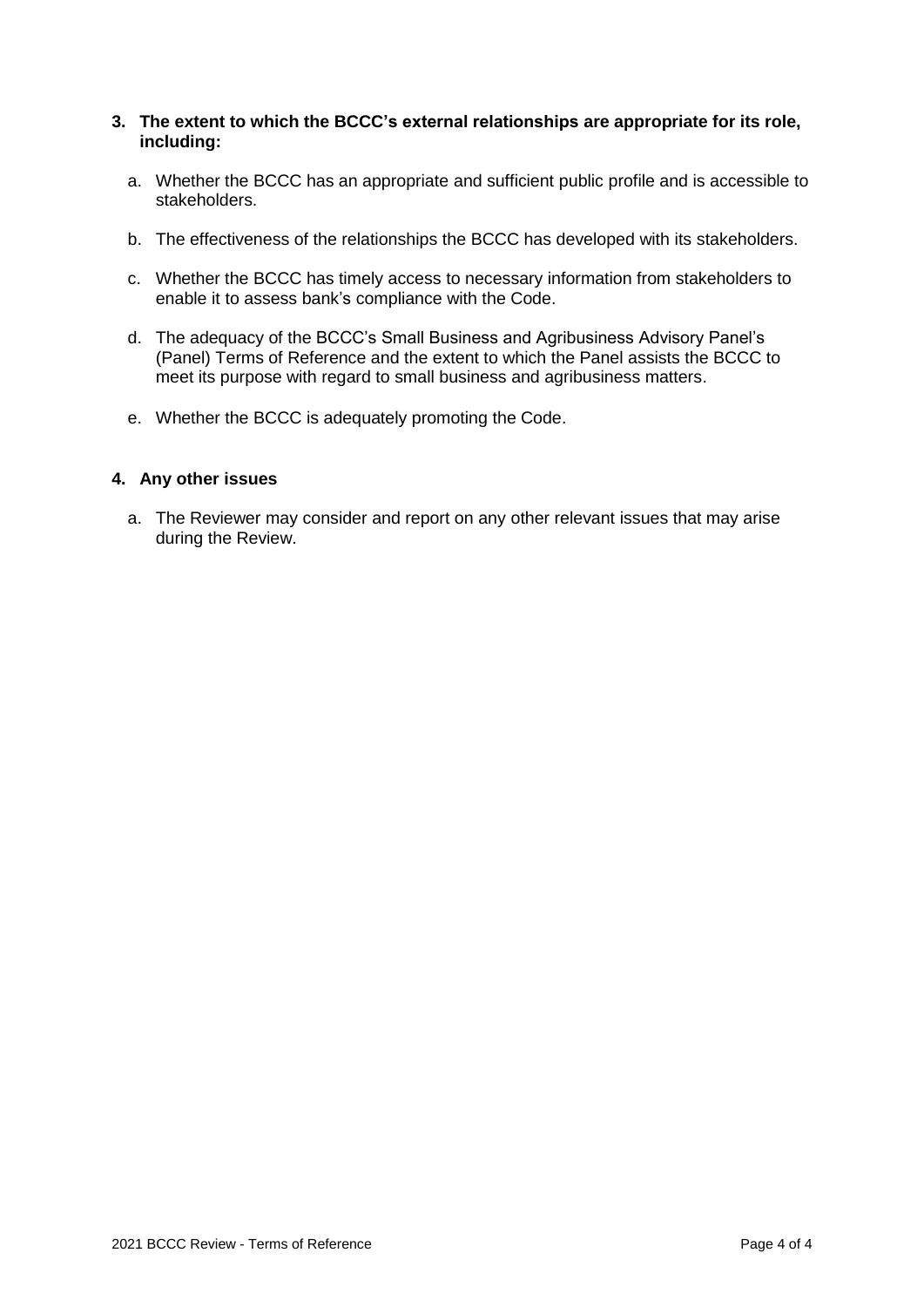3. **The extent to which the BCCC's external relationships are appropriate for its role, including:**

   a. Whether the BCCC has an appropriate and sufficient public profile and is accessible to stakeholders.

   b. The effectiveness of the relationships the BCCC has developed with its stakeholders.

   c. Whether the BCCC has timely access to necessary information from stakeholders to enable it to assess bank's compliance with the Code.

   d. The adequacy of the BCCC's Small Business and Agribusiness Advisory Panel's (Panel) Terms of Reference and the extent to which the Panel assists the BCCC to meet its purpose with regard to small business and agribusiness matters.

   e. Whether the BCCC is adequately promoting the Code.

4. **Any other issues**

   a. The Reviewer may consider and report on any other relevant issues that may arise during the Review.